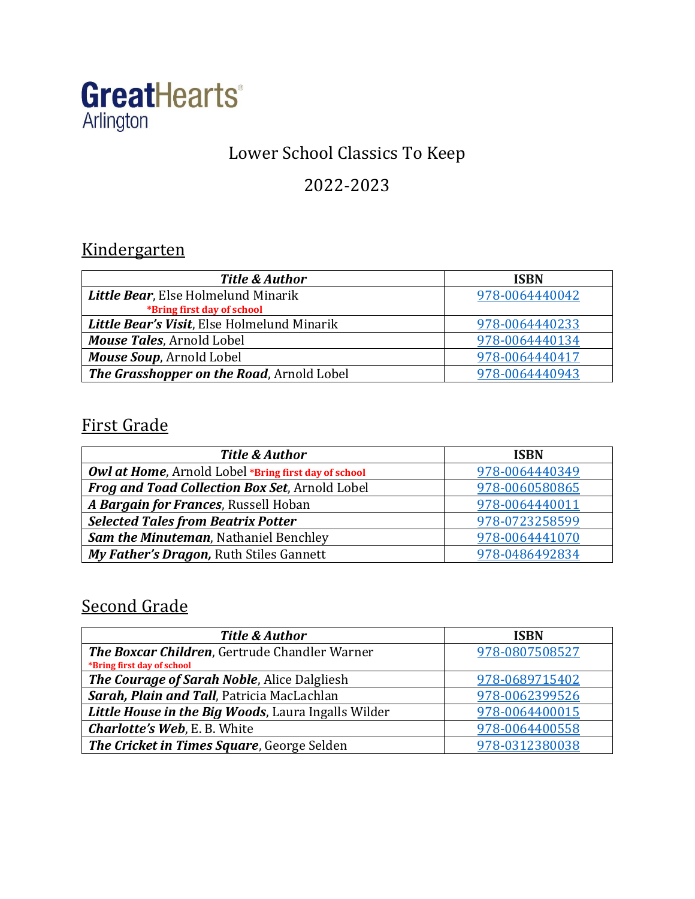GreatHearts® Arlington

# Lower School Classics To Keep

# 2022-2023

## Kindergarten

| ***Title & Author*** | **ISBN** |
|---|---|
| ***Little Bear***, Else Holmelund Minarik **\*Bring first day of school** | 978-0064440042 |
| ***Little Bear's Visit***, Else Holmelund Minarik | 978-0064440233 |
| ***Mouse Tales***, Arnold Lobel | 978-0064440134 |
| ***Mouse Soup***, Arnold Lobel | 978-0064440417 |
| ***The Grasshopper on the Road***, Arnold Lobel | 978-0064440943 |

## First Grade

| ***Title & Author*** | **ISBN** |
|---|---|
| ***Owl at Home***, Arnold Lobel **\*Bring first day of school** | 978-0064440349 |
| ***Frog and Toad Collection Box Set***, Arnold Lobel | 978-0060580865 |
| ***A Bargain for Frances***, Russell Hoban | 978-0064440011 |
| ***Selected Tales from Beatrix Potter*** | 978-0723258599 |
| ***Sam the Minuteman***, Nathaniel Benchley | 978-0064441070 |
| ***My Father's Dragon,*** Ruth Stiles Gannett | 978-0486492834 |

## Second Grade

| ***Title & Author*** | **ISBN** |
|---|---|
| ***The Boxcar Children***, Gertrude Chandler Warner **\*Bring first day of school** | 978-0807508527 |
| ***The Courage of Sarah Noble***, Alice Dalgliesh | 978-0689715402 |
| ***Sarah, Plain and Tall***, Patricia MacLachlan | 978-0062399526 |
| ***Little House in the Big Woods***, Laura Ingalls Wilder | 978-0064400015 |
| ***Charlotte's Web***, E. B. White | 978-0064400558 |
| ***The Cricket in Times Square***, George Selden | 978-0312380038 |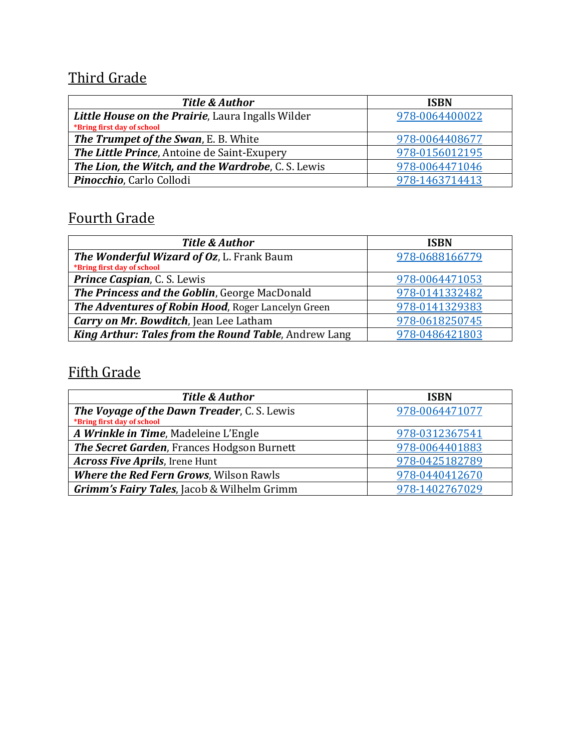## Third Grade

| *Title & Author* | ISBN |
| --- | --- |
| ***Little House on the Prairie***, Laura Ingalls Wilder<br>**\*Bring first day of school** | 978-0064400022 |
| ***The Trumpet of the Swan***, E. B. White | 978-0064408677 |
| ***The Little Prince***, Antoine de Saint-Exupery | 978-0156012195 |
| ***The Lion, the Witch, and the Wardrobe***, C. S. Lewis | 978-0064471046 |
| ***Pinocchio***, Carlo Collodi | 978-1463714413 |

## Fourth Grade

| *Title & Author* | ISBN |
| --- | --- |
| ***The Wonderful Wizard of Oz***, L. Frank Baum<br>**\*Bring first day of school** | 978-0688166779 |
| ***Prince Caspian***, C. S. Lewis | 978-0064471053 |
| ***The Princess and the Goblin***, George MacDonald | 978-0141332482 |
| ***The Adventures of Robin Hood***, Roger Lancelyn Green | 978-0141329383 |
| ***Carry on Mr. Bowditch***, Jean Lee Latham | 978-0618250745 |
| ***King Arthur: Tales from the Round Table***, Andrew Lang | 978-0486421803 |

## Fifth Grade

| *Title & Author* | ISBN |
| --- | --- |
| ***The Voyage of the Dawn Treader***, C. S. Lewis<br>**\*Bring first day of school** | 978-0064471077 |
| ***A Wrinkle in Time***, Madeleine L'Engle | 978-0312367541 |
| ***The Secret Garden***, Frances Hodgson Burnett | 978-0064401883 |
| ***Across Five Aprils***, Irene Hunt | 978-0425182789 |
| ***Where the Red Fern Grows***, Wilson Rawls | 978-0440412670 |
| ***Grimm's Fairy Tales***, Jacob & Wilhelm Grimm | 978-1402767029 |